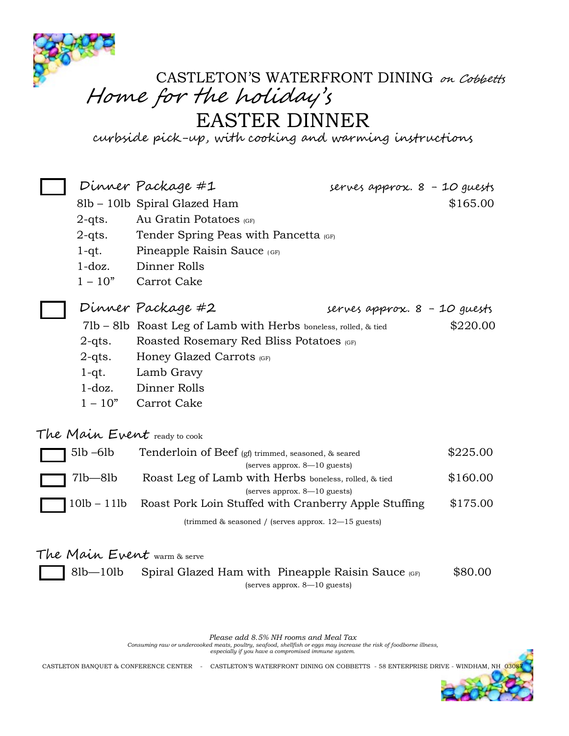# CASTLETON'S WATERFRONT DINING *on Cobbetts*

## *Home for the holiday's*

# EASTER DINNER

*curbside pick-up, with cooking and warming instructions*

☐ **Dinner Package #1** — *serves approx. 8 - 10 guests*

| | | |
|---|---|---|
| 8lb – 10lb | Spiral Glazed Ham | $165.00 |
| 2-qts. | Au Gratin Potatoes (GF) | |
| 2-qts. | Tender Spring Peas with Pancetta (GF) | |
| 1-qt. | Pineapple Raisin Sauce (GF) | |
| 1-doz. | Dinner Rolls | |
| 1 – 10" | Carrot Cake | |

☐ **Dinner Package #2** — *serves approx. 8 - 10 guests*

| | | |
|---|---|---|
| 7lb – 8lb | Roast Leg of Lamb with Herbs boneless, rolled, & tied | $220.00 |
| 2-qts. | Roasted Rosemary Red Bliss Potatoes (GF) | |
| 2-qts. | Honey Glazed Carrots (GF) | |
| 1-qt. | Lamb Gravy | |
| 1-doz. | Dinner Rolls | |
| 1 – 10" | Carrot Cake | |

## The Main Event *ready to cook*

| | | | |
|---|---|---|---|
| ☐ | 5lb –6lb | Tenderloin of Beef (gf) trimmed, seasoned, & seared (serves approx. 8—10 guests) | $225.00 |
| ☐ | 7lb—8lb | Roast Leg of Lamb with Herbs boneless, rolled, & tied (serves approx. 8—10 guests) | $160.00 |
| ☐ | 10lb – 11lb | Roast Pork Loin Stuffed with Cranberry Apple Stuffing (trimmed & seasoned / (serves approx. 12—15 guests) | $175.00 |

## The Main Event *warm & serve*

| | | | |
|---|---|---|---|
| ☐ | 8lb—10lb | Spiral Glazed Ham with Pineapple Raisin Sauce (GF) (serves approx. 8—10 guests) | $80.00 |

*Please add 8.5% NH rooms and Meal Tax*

*Consuming raw or undercooked meats, poultry, seafood, shellfish or eggs may increase the risk of foodborne illness, especially if you have a compromised immune system.*

CASTLETON BANQUET & CONFERENCE CENTER - CASTLETON'S WATERFRONT DINING ON COBBETTS - 58 ENTERPRISE DRIVE - WINDHAM, NH 03087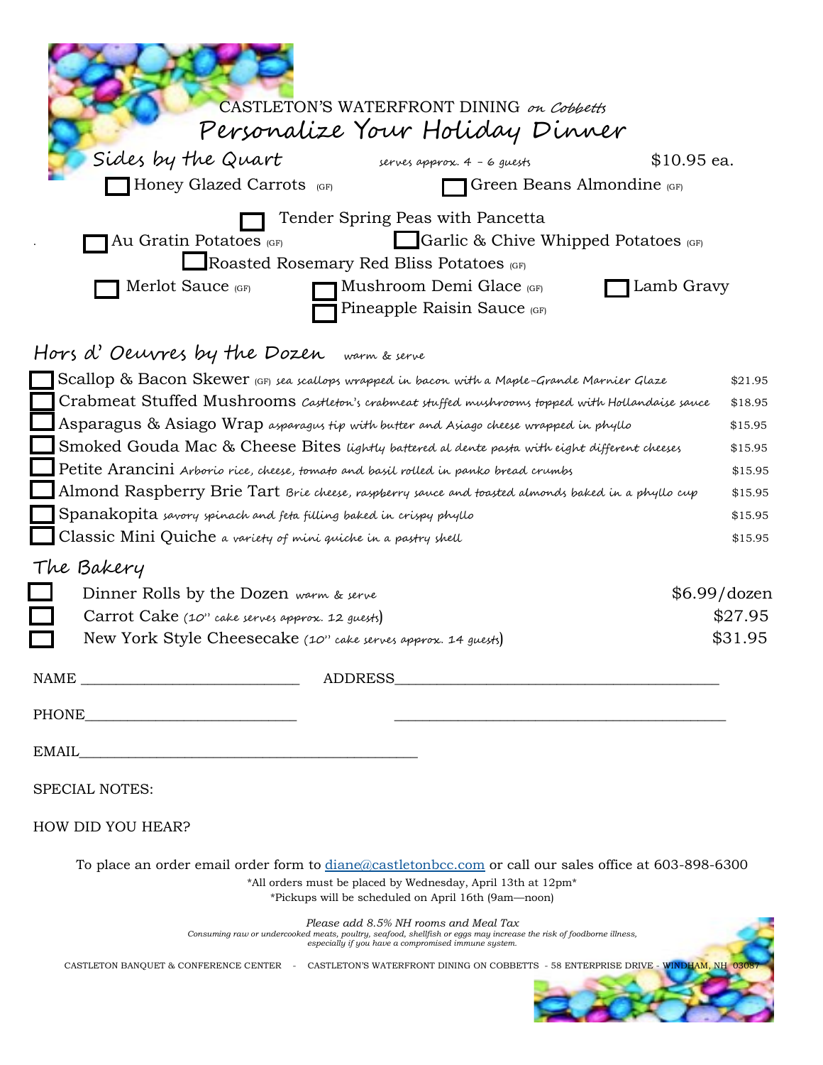CASTLETON'S WATERFRONT DINING *on Cobbetts*

# Personalize Your Holiday Dinner

## Sides by the Quart

*serves approx. 4 – 6 guests* $10.95 ea.

- ☐ Honey Glazed Carrots (GF)
- ☐ Green Beans Almondine (GF)
- ☐ Tender Spring Peas with Pancetta
- ☐ Au Gratin Potatoes (GF)
- ☐ Garlic & Chive Whipped Potatoes (GF)
- ☐ Roasted Rosemary Red Bliss Potatoes (GF)
- ☐ Merlot Sauce (GF)
- ☐ Mushroom Demi Glace (GF)
- ☐ Lamb Gravy
- ☐ Pineapple Raisin Sauce (GF)

## Hors d' Oeuvres by the Dozen *warm & serve*

| | |
|---|---|
| ☐ Scallop & Bacon Skewer (GF) *sea scallops wrapped in bacon with a Maple-Grande Marnier Glaze* | $21.95 |
| ☐ Crabmeat Stuffed Mushrooms *Castleton's crabmeat stuffed mushrooms topped with Hollandaise sauce* | $18.95 |
| ☐ Asparagus & Asiago Wrap *asparagus tip with butter and Asiago cheese wrapped in phyllo* | $15.95 |
| ☐ Smoked Gouda Mac & Cheese Bites *lightly battered al dente pasta with eight different cheeses* | $15.95 |
| ☐ Petite Arancini *Arborio rice, cheese, tomato and basil rolled in panko bread crumbs* | $15.95 |
| ☐ Almond Raspberry Brie Tart *Brie cheese, raspberry sauce and toasted almonds baked in a phyllo cup* | $15.95 |
| ☐ Spanakopita *savory spinach and feta filling baked in crispy phyllo* | $15.95 |
| ☐ Classic Mini Quiche *a variety of mini quiche in a pastry shell* | $15.95 |

## The Bakery

| | |
|---|---|
| ☐ Dinner Rolls by the Dozen *warm & serve* | $6.99/dozen |
| ☐ Carrot Cake *(10" cake serves approx. 12 guests)* | $27.95 |
| ☐ New York Style Cheesecake *(10" cake serves approx. 14 guests)* | $31.95 |

NAME ______________________________ ADDRESS ____________________________________________

PHONE ____________________________ ____________________________________________

EMAIL ______________________________________________

SPECIAL NOTES:

HOW DID YOU HEAR?

To place an order email order form to diane@castletonbcc.com or call our sales office at 603-898-6300

\*All orders must be placed by Wednesday, April 13th at 12pm\*

\*Pickups will be scheduled on April 16th (9am—noon)

*Please add 8.5% NH rooms and Meal Tax*

*Consuming raw or undercooked meats, poultry, seafood, shellfish or eggs may increase the risk of foodborne illness, especially if you have a compromised immune system.*

CASTLETON BANQUET & CONFERENCE CENTER - CASTLETON'S WATERFRONT DINING ON COBBETTS - 58 ENTERPRISE DRIVE - WINDHAM, NH 03087